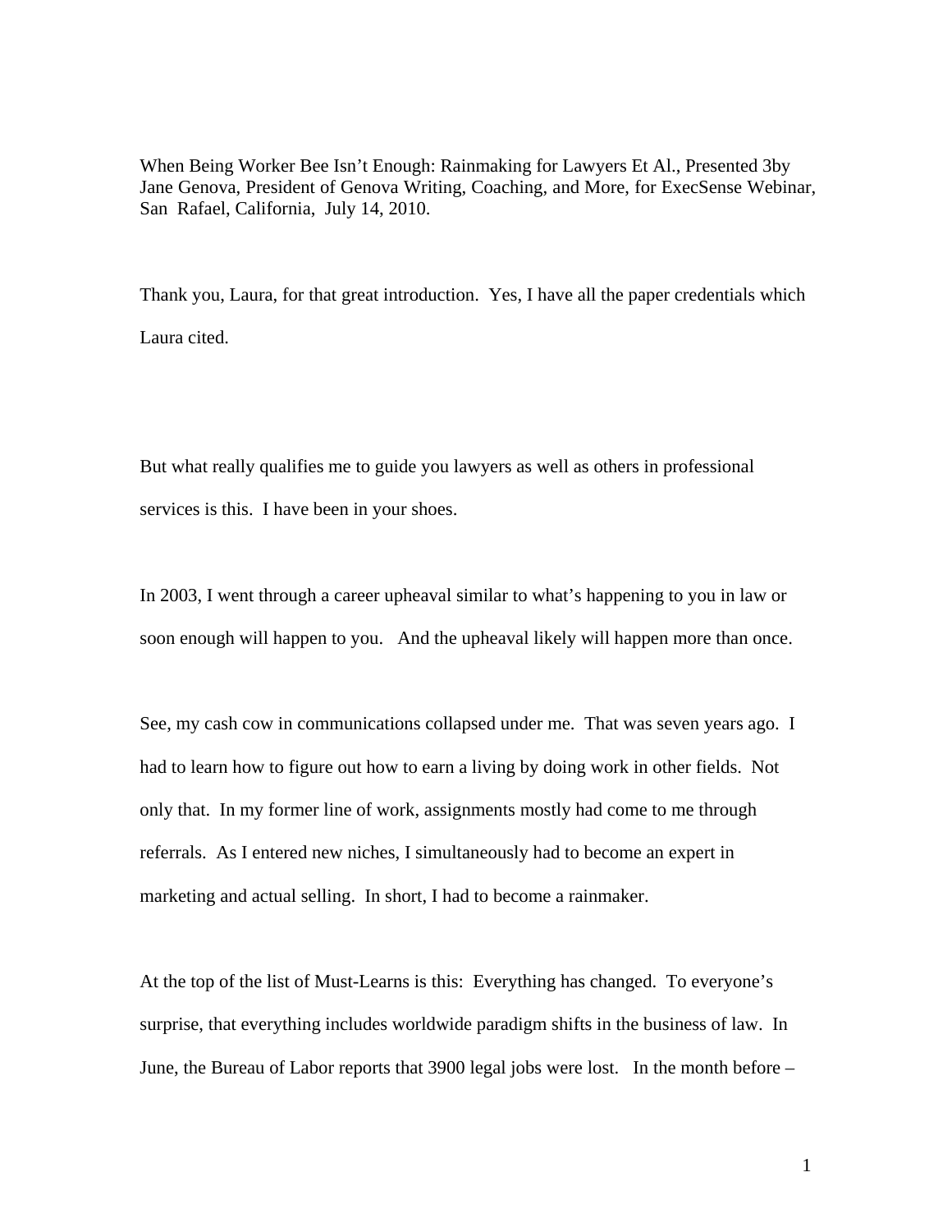When Being Worker Bee Isn't Enough: Rainmaking for Lawyers Et Al., Presented 3by Jane Genova, President of Genova Writing, Coaching, and More, for ExecSense Webinar, San Rafael, California, July 14, 2010.

Thank you, Laura, for that great introduction. Yes, I have all the paper credentials which Laura cited.

But what really qualifies me to guide you lawyers as well as others in professional services is this. I have been in your shoes.

In 2003, I went through a career upheaval similar to what's happening to you in law or soon enough will happen to you. And the upheaval likely will happen more than once.

See, my cash cow in communications collapsed under me. That was seven years ago. I had to learn how to figure out how to earn a living by doing work in other fields. Not only that. In my former line of work, assignments mostly had come to me through referrals. As I entered new niches, I simultaneously had to become an expert in marketing and actual selling. In short, I had to become a rainmaker.

At the top of the list of Must-Learns is this: Everything has changed. To everyone's surprise, that everything includes worldwide paradigm shifts in the business of law. In June, the Bureau of Labor reports that 3900 legal jobs were lost. In the month before –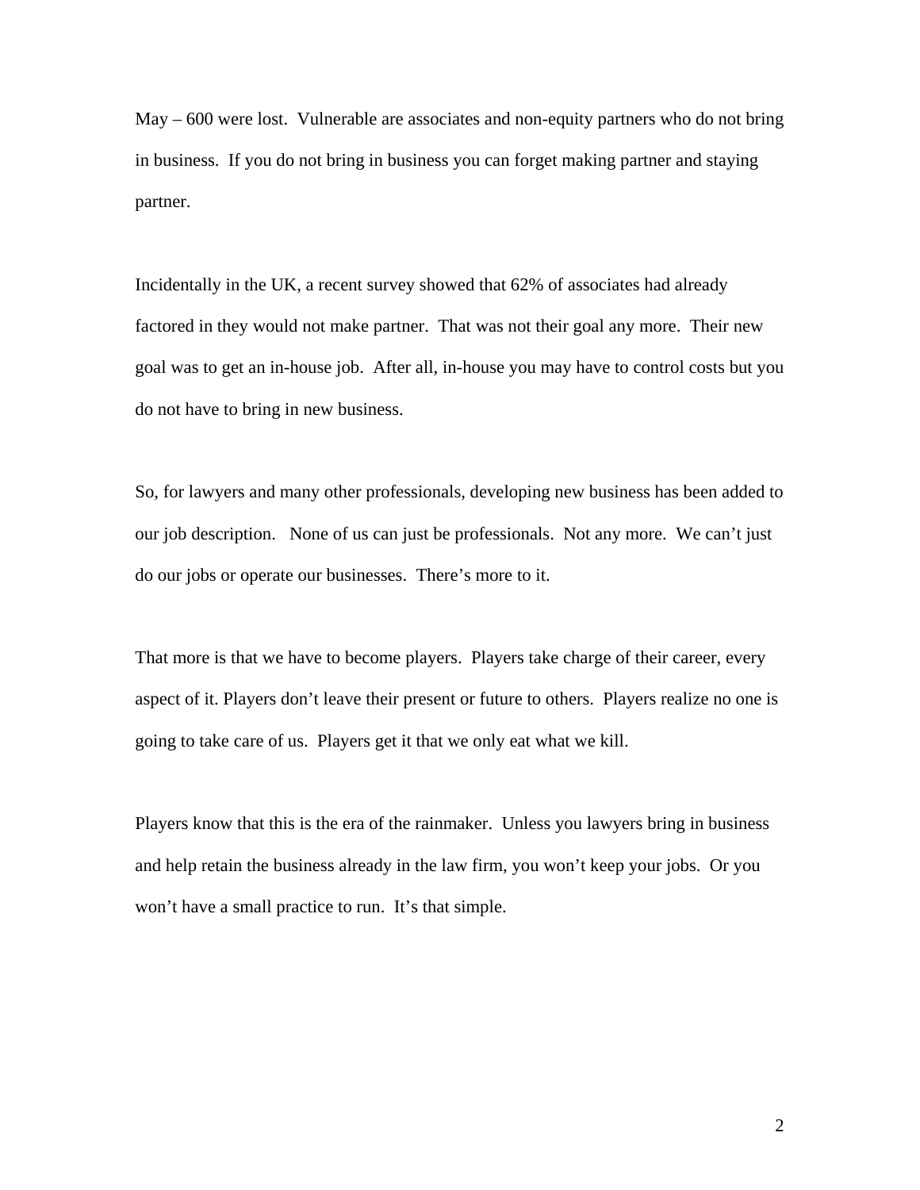May – 600 were lost. Vulnerable are associates and non-equity partners who do not bring in business. If you do not bring in business you can forget making partner and staying partner.

Incidentally in the UK, a recent survey showed that 62% of associates had already factored in they would not make partner. That was not their goal any more. Their new goal was to get an in-house job. After all, in-house you may have to control costs but you do not have to bring in new business.

So, for lawyers and many other professionals, developing new business has been added to our job description. None of us can just be professionals. Not any more. We can't just do our jobs or operate our businesses. There's more to it.

That more is that we have to become players. Players take charge of their career, every aspect of it. Players don't leave their present or future to others. Players realize no one is going to take care of us. Players get it that we only eat what we kill.

Players know that this is the era of the rainmaker. Unless you lawyers bring in business and help retain the business already in the law firm, you won't keep your jobs. Or you won't have a small practice to run. It's that simple.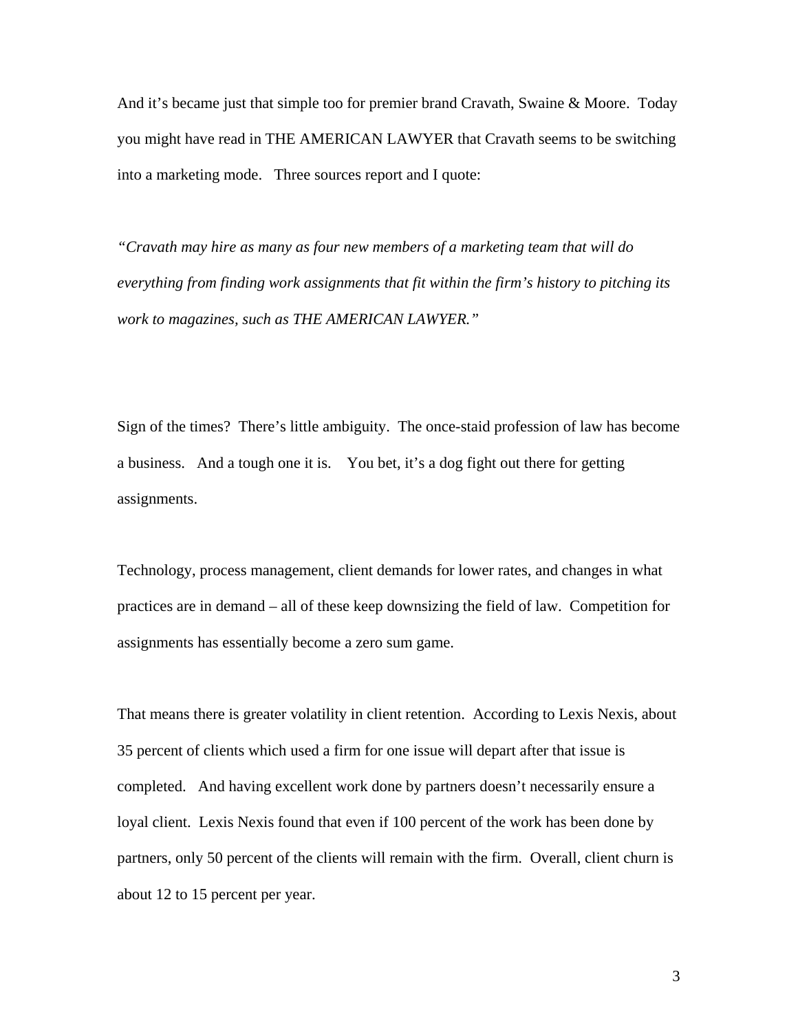And it's became just that simple too for premier brand Cravath, Swaine & Moore. Today you might have read in THE AMERICAN LAWYER that Cravath seems to be switching into a marketing mode. Three sources report and I quote:

*"Cravath may hire as many as four new members of a marketing team that will do everything from finding work assignments that fit within the firm's history to pitching its work to magazines, such as THE AMERICAN LAWYER."*

Sign of the times? There's little ambiguity. The once-staid profession of law has become a business. And a tough one it is. You bet, it's a dog fight out there for getting assignments.

Technology, process management, client demands for lower rates, and changes in what practices are in demand – all of these keep downsizing the field of law. Competition for assignments has essentially become a zero sum game.

That means there is greater volatility in client retention. According to Lexis Nexis, about 35 percent of clients which used a firm for one issue will depart after that issue is completed. And having excellent work done by partners doesn't necessarily ensure a loyal client. Lexis Nexis found that even if 100 percent of the work has been done by partners, only 50 percent of the clients will remain with the firm. Overall, client churn is about 12 to 15 percent per year.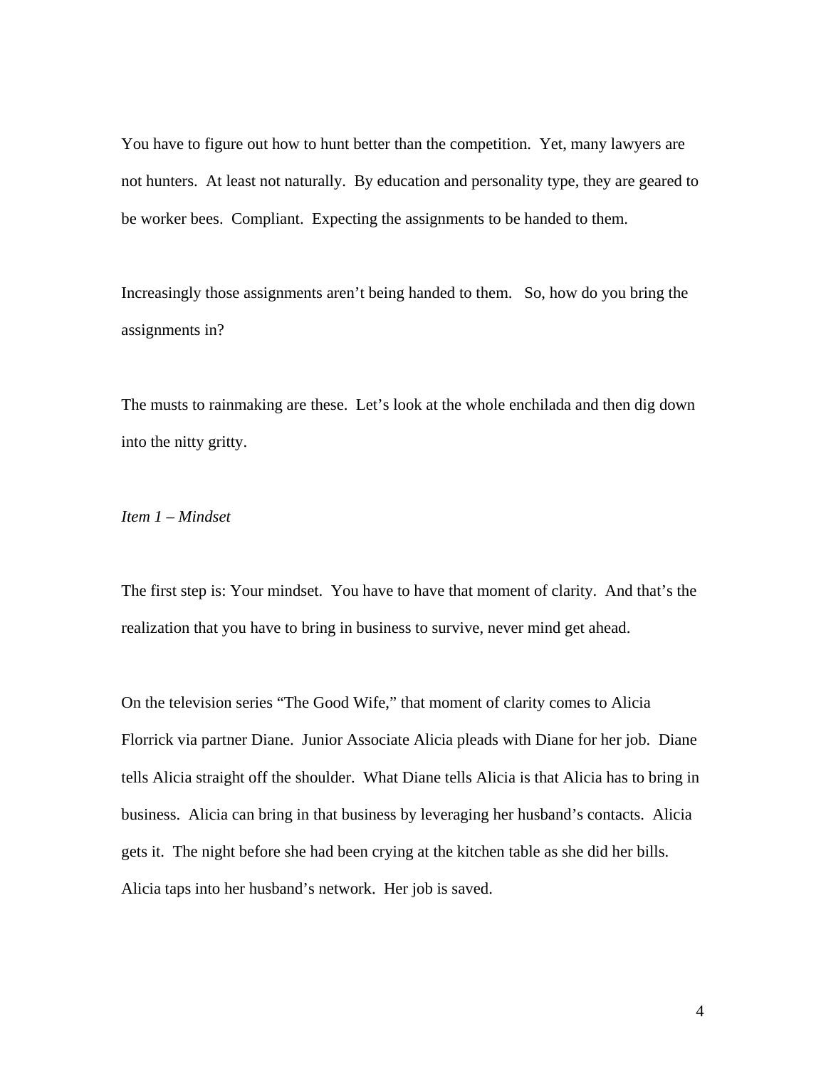You have to figure out how to hunt better than the competition. Yet, many lawyers are not hunters. At least not naturally. By education and personality type, they are geared to be worker bees. Compliant. Expecting the assignments to be handed to them.

Increasingly those assignments aren't being handed to them. So, how do you bring the assignments in?

The musts to rainmaking are these. Let's look at the whole enchilada and then dig down into the nitty gritty.

*Item 1 – Mindset*

The first step is: Your mindset. You have to have that moment of clarity. And that's the realization that you have to bring in business to survive, never mind get ahead.

On the television series "The Good Wife," that moment of clarity comes to Alicia Florrick via partner Diane. Junior Associate Alicia pleads with Diane for her job. Diane tells Alicia straight off the shoulder. What Diane tells Alicia is that Alicia has to bring in business. Alicia can bring in that business by leveraging her husband's contacts. Alicia gets it. The night before she had been crying at the kitchen table as she did her bills. Alicia taps into her husband's network. Her job is saved.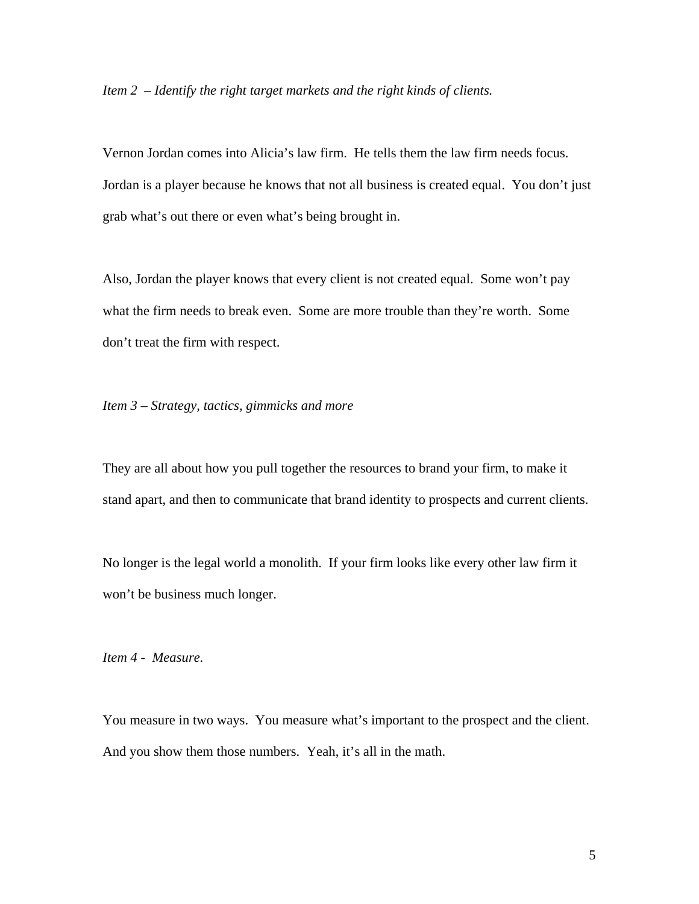*Item 2 – Identify the right target markets and the right kinds of clients.*

Vernon Jordan comes into Alicia's law firm. He tells them the law firm needs focus. Jordan is a player because he knows that not all business is created equal. You don't just grab what's out there or even what's being brought in.

Also, Jordan the player knows that every client is not created equal. Some won't pay what the firm needs to break even. Some are more trouble than they're worth. Some don't treat the firm with respect.

*Item 3 – Strategy, tactics, gimmicks and more*

They are all about how you pull together the resources to brand your firm, to make it stand apart, and then to communicate that brand identity to prospects and current clients.

No longer is the legal world a monolith. If your firm looks like every other law firm it won't be business much longer.

*Item 4 - Measure.*

You measure in two ways. You measure what's important to the prospect and the client. And you show them those numbers. Yeah, it's all in the math.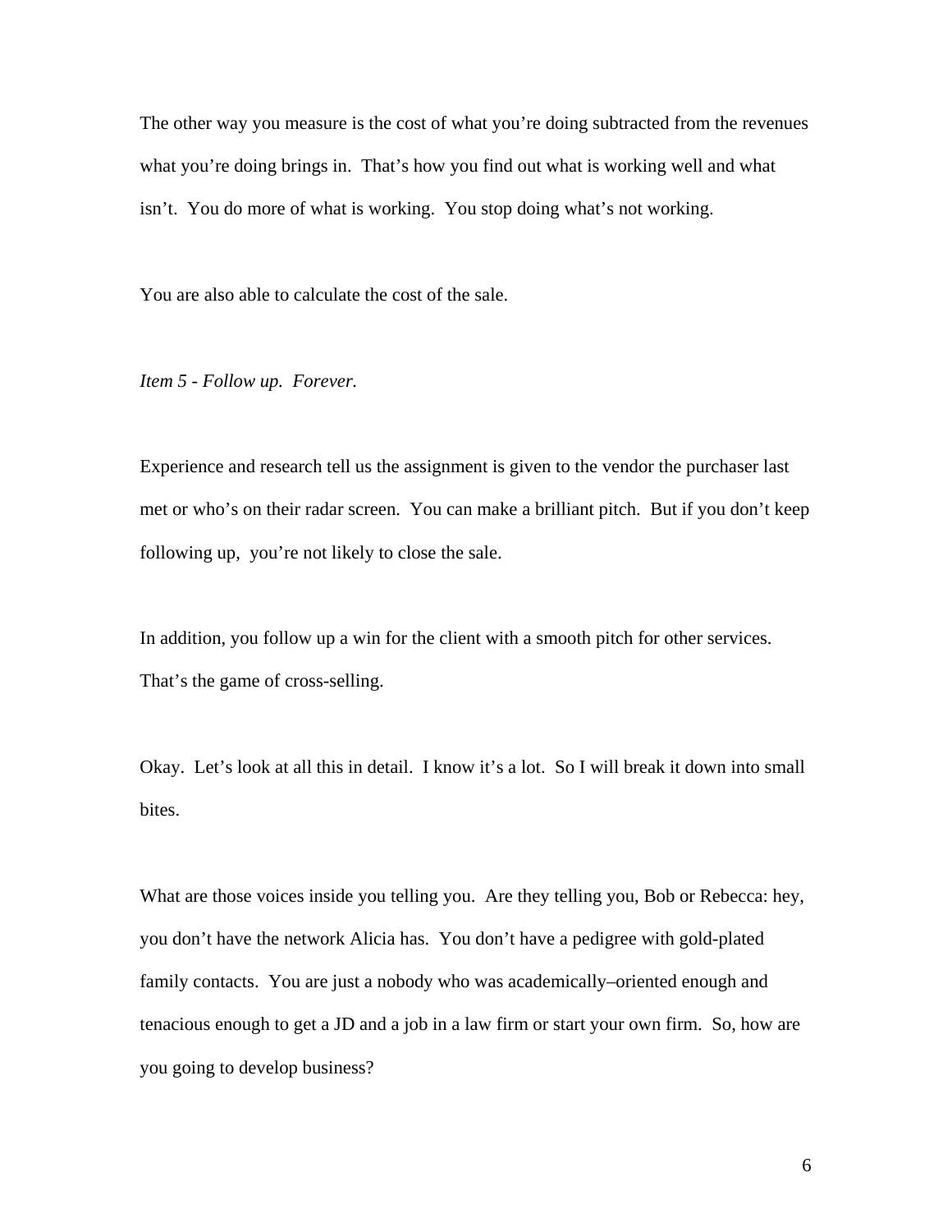The other way you measure is the cost of what you're doing subtracted from the revenues what you're doing brings in. That's how you find out what is working well and what isn't. You do more of what is working. You stop doing what's not working.

You are also able to calculate the cost of the sale.

*Item 5 - Follow up. Forever.*

Experience and research tell us the assignment is given to the vendor the purchaser last met or who's on their radar screen. You can make a brilliant pitch. But if you don't keep following up, you're not likely to close the sale.

In addition, you follow up a win for the client with a smooth pitch for other services. That's the game of cross-selling.

Okay. Let's look at all this in detail. I know it's a lot. So I will break it down into small bites.

What are those voices inside you telling you. Are they telling you, Bob or Rebecca: hey, you don't have the network Alicia has. You don't have a pedigree with gold-plated family contacts. You are just a nobody who was academically–oriented enough and tenacious enough to get a JD and a job in a law firm or start your own firm. So, how are you going to develop business?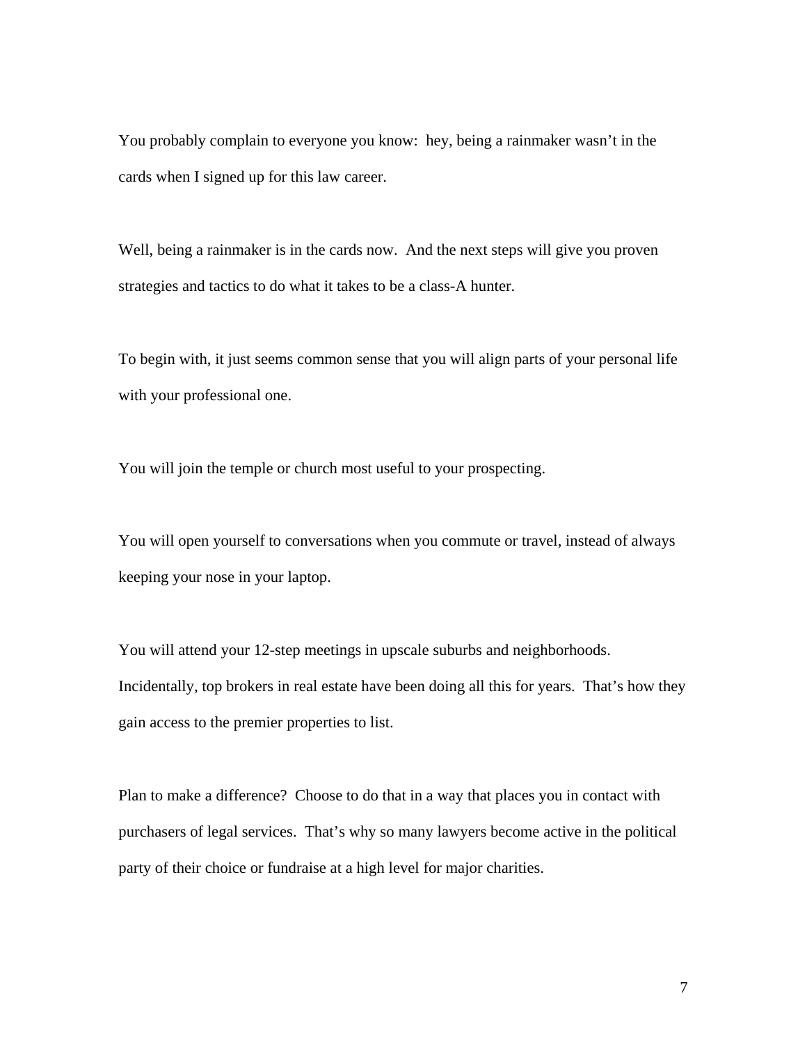You probably complain to everyone you know:  hey, being a rainmaker wasn't in the cards when I signed up for this law career.

Well, being a rainmaker is in the cards now.  And the next steps will give you proven strategies and tactics to do what it takes to be a class-A hunter.

To begin with, it just seems common sense that you will align parts of your personal life with your professional one.

You will join the temple or church most useful to your prospecting.

You will open yourself to conversations when you commute or travel, instead of always keeping your nose in your laptop.

You will attend your 12-step meetings in upscale suburbs and neighborhoods. Incidentally, top brokers in real estate have been doing all this for years.  That's how they gain access to the premier properties to list.

Plan to make a difference?  Choose to do that in a way that places you in contact with purchasers of legal services.  That's why so many lawyers become active in the political party of their choice or fundraise at a high level for major charities.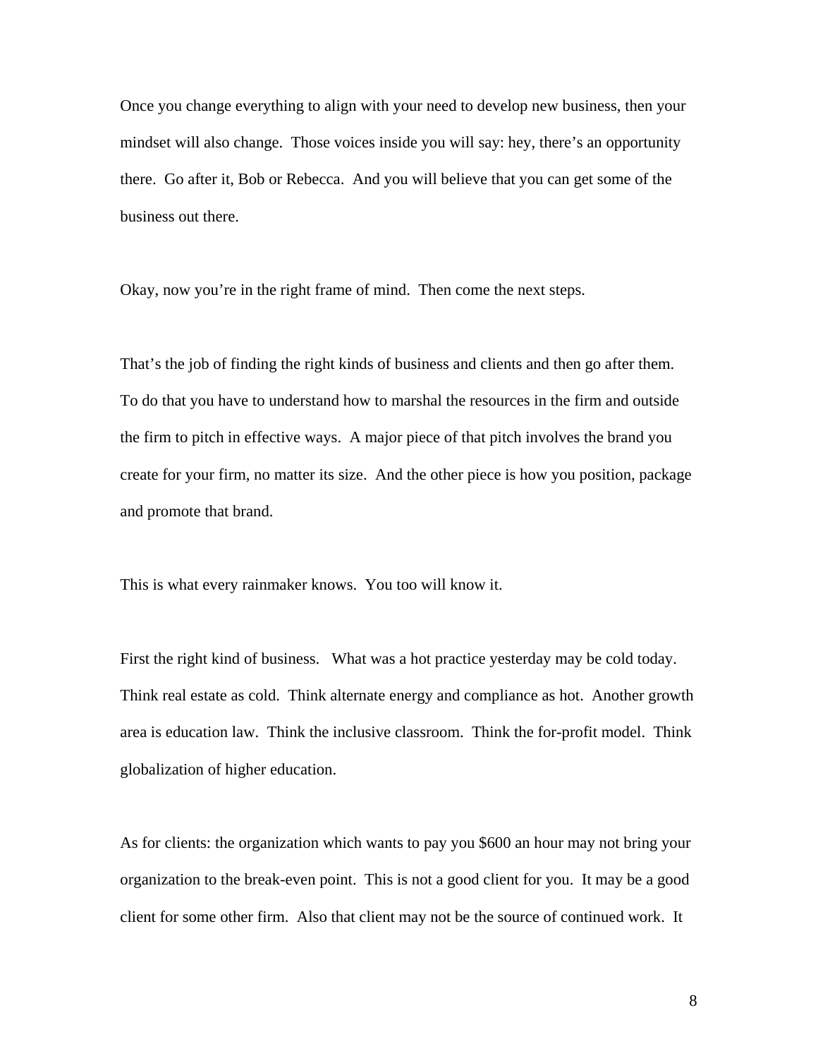Once you change everything to align with your need to develop new business, then your mindset will also change. Those voices inside you will say: hey, there's an opportunity there. Go after it, Bob or Rebecca. And you will believe that you can get some of the business out there.

Okay, now you're in the right frame of mind. Then come the next steps.

That's the job of finding the right kinds of business and clients and then go after them. To do that you have to understand how to marshal the resources in the firm and outside the firm to pitch in effective ways. A major piece of that pitch involves the brand you create for your firm, no matter its size. And the other piece is how you position, package and promote that brand.

This is what every rainmaker knows. You too will know it.

First the right kind of business. What was a hot practice yesterday may be cold today. Think real estate as cold. Think alternate energy and compliance as hot. Another growth area is education law. Think the inclusive classroom. Think the for-profit model. Think globalization of higher education.

As for clients: the organization which wants to pay you $600 an hour may not bring your organization to the break-even point. This is not a good client for you. It may be a good client for some other firm. Also that client may not be the source of continued work. It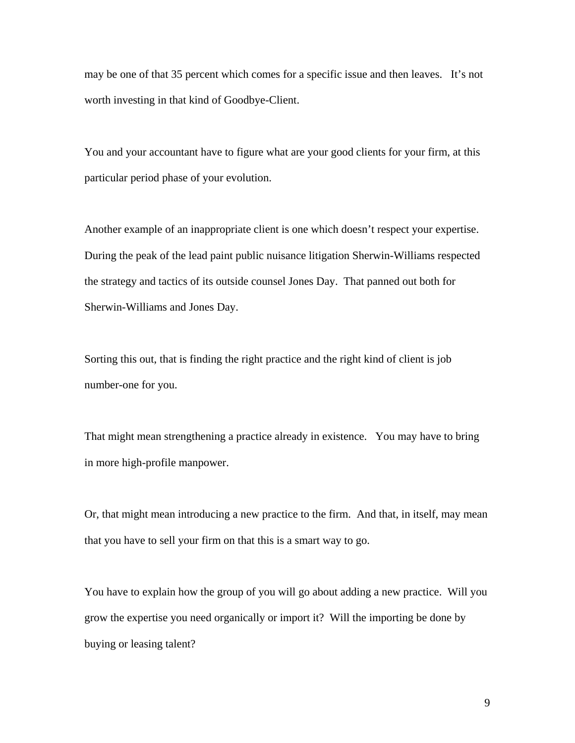may be one of that 35 percent which comes for a specific issue and then leaves. It's not worth investing in that kind of Goodbye-Client.

You and your accountant have to figure what are your good clients for your firm, at this particular period phase of your evolution.

Another example of an inappropriate client is one which doesn't respect your expertise. During the peak of the lead paint public nuisance litigation Sherwin-Williams respected the strategy and tactics of its outside counsel Jones Day. That panned out both for Sherwin-Williams and Jones Day.

Sorting this out, that is finding the right practice and the right kind of client is job number-one for you.

That might mean strengthening a practice already in existence. You may have to bring in more high-profile manpower.

Or, that might mean introducing a new practice to the firm. And that, in itself, may mean that you have to sell your firm on that this is a smart way to go.

You have to explain how the group of you will go about adding a new practice. Will you grow the expertise you need organically or import it? Will the importing be done by buying or leasing talent?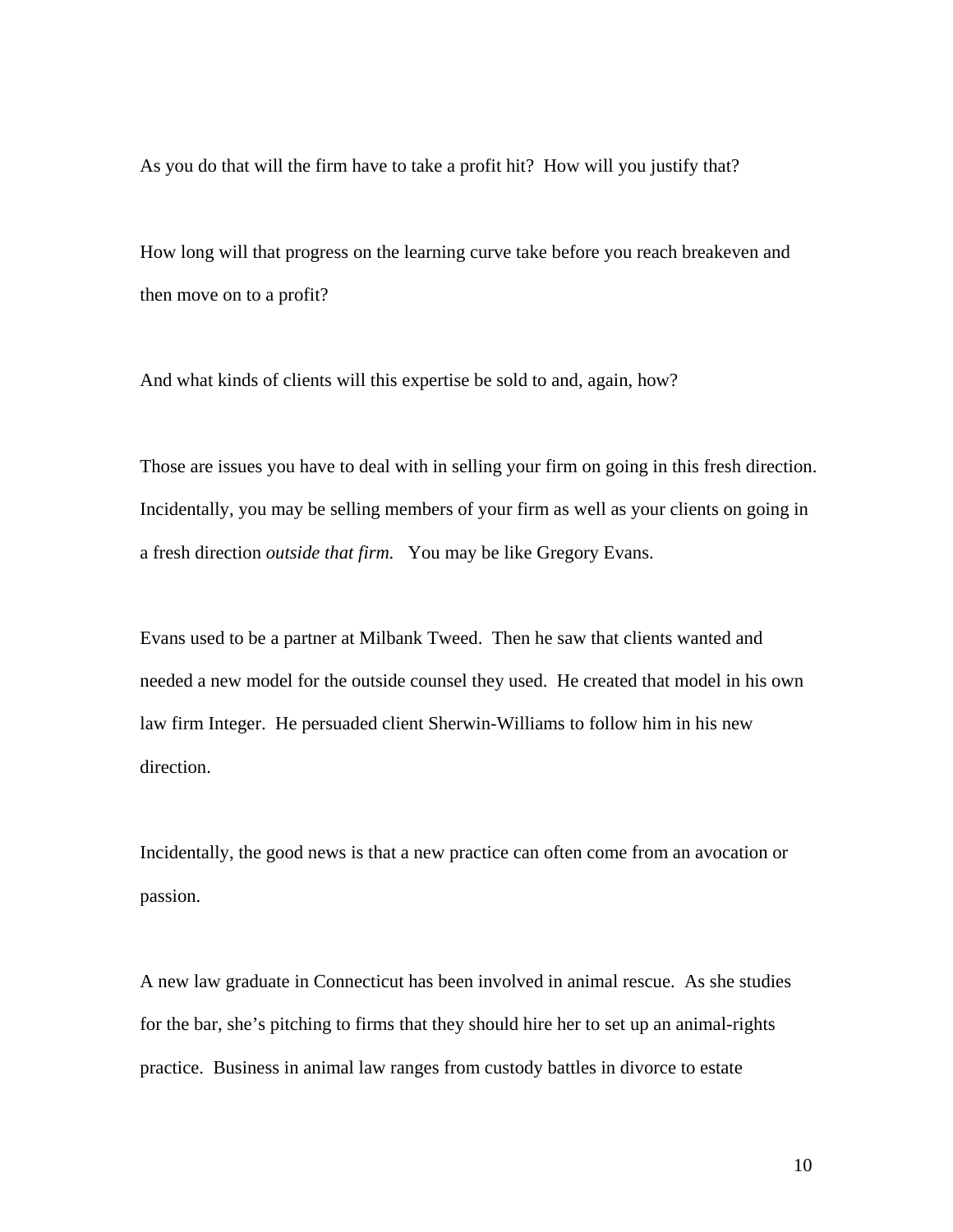As you do that will the firm have to take a profit hit? How will you justify that?

How long will that progress on the learning curve take before you reach breakeven and then move on to a profit?

And what kinds of clients will this expertise be sold to and, again, how?

Those are issues you have to deal with in selling your firm on going in this fresh direction. Incidentally, you may be selling members of your firm as well as your clients on going in a fresh direction *outside that firm.* You may be like Gregory Evans.

Evans used to be a partner at Milbank Tweed. Then he saw that clients wanted and needed a new model for the outside counsel they used. He created that model in his own law firm Integer. He persuaded client Sherwin-Williams to follow him in his new direction.

Incidentally, the good news is that a new practice can often come from an avocation or passion.

A new law graduate in Connecticut has been involved in animal rescue. As she studies for the bar, she's pitching to firms that they should hire her to set up an animal-rights practice. Business in animal law ranges from custody battles in divorce to estate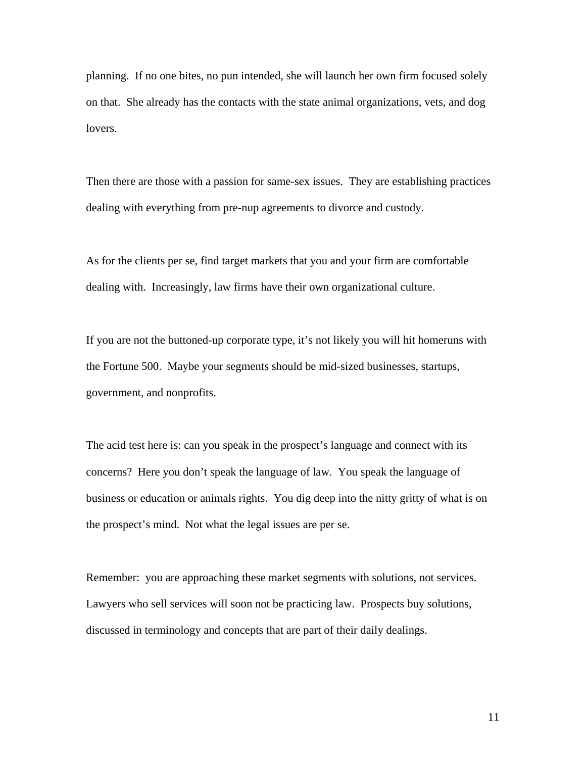planning. If no one bites, no pun intended, she will launch her own firm focused solely on that. She already has the contacts with the state animal organizations, vets, and dog lovers.

Then there are those with a passion for same-sex issues. They are establishing practices dealing with everything from pre-nup agreements to divorce and custody.

As for the clients per se, find target markets that you and your firm are comfortable dealing with. Increasingly, law firms have their own organizational culture.

If you are not the buttoned-up corporate type, it's not likely you will hit homeruns with the Fortune 500. Maybe your segments should be mid-sized businesses, startups, government, and nonprofits.

The acid test here is: can you speak in the prospect's language and connect with its concerns? Here you don't speak the language of law. You speak the language of business or education or animals rights. You dig deep into the nitty gritty of what is on the prospect's mind. Not what the legal issues are per se.

Remember: you are approaching these market segments with solutions, not services. Lawyers who sell services will soon not be practicing law. Prospects buy solutions, discussed in terminology and concepts that are part of their daily dealings.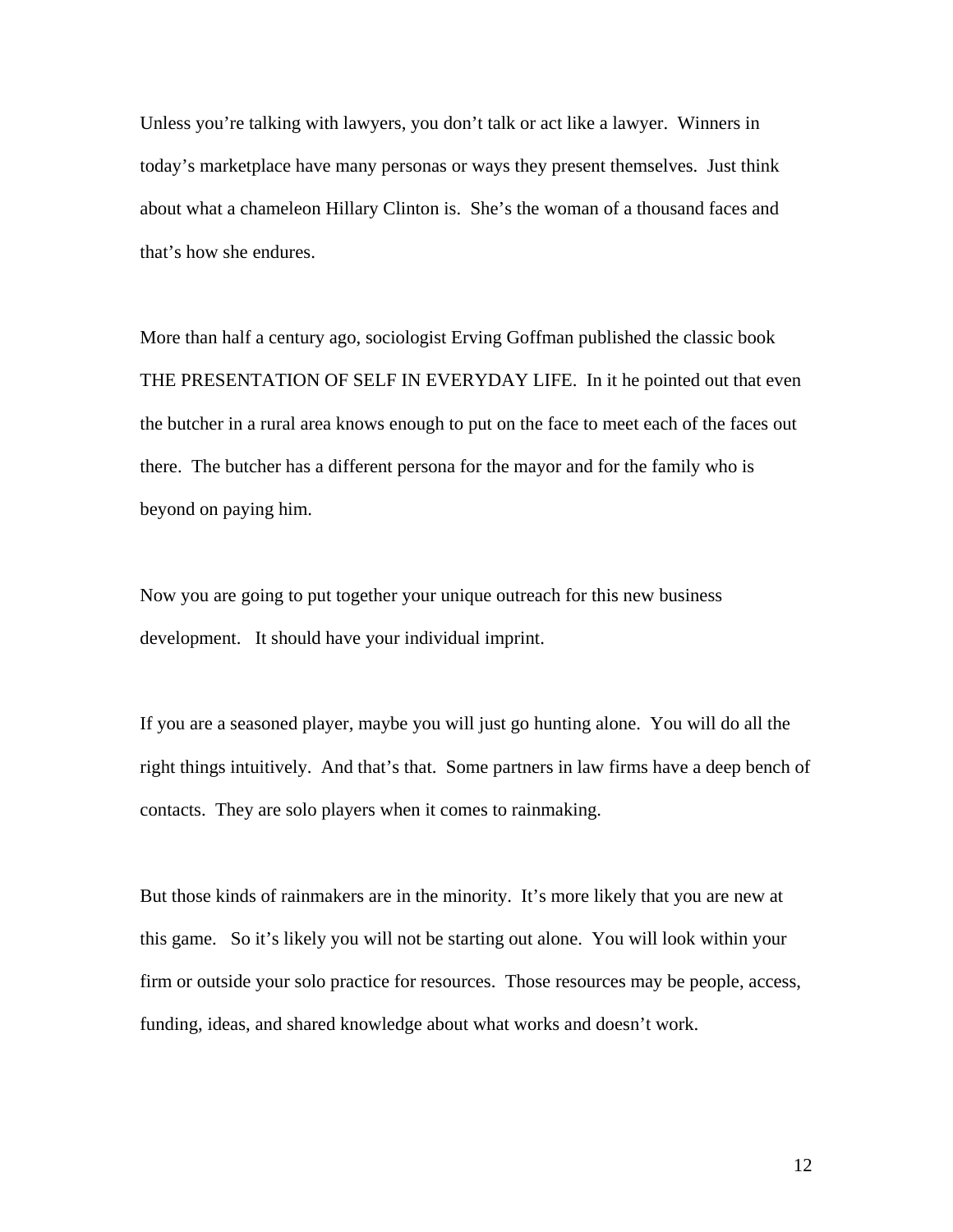Unless you're talking with lawyers, you don't talk or act like a lawyer. Winners in today's marketplace have many personas or ways they present themselves. Just think about what a chameleon Hillary Clinton is. She's the woman of a thousand faces and that's how she endures.

More than half a century ago, sociologist Erving Goffman published the classic book THE PRESENTATION OF SELF IN EVERYDAY LIFE. In it he pointed out that even the butcher in a rural area knows enough to put on the face to meet each of the faces out there. The butcher has a different persona for the mayor and for the family who is beyond on paying him.

Now you are going to put together your unique outreach for this new business development. It should have your individual imprint.

If you are a seasoned player, maybe you will just go hunting alone. You will do all the right things intuitively. And that's that. Some partners in law firms have a deep bench of contacts. They are solo players when it comes to rainmaking.

But those kinds of rainmakers are in the minority. It's more likely that you are new at this game. So it's likely you will not be starting out alone. You will look within your firm or outside your solo practice for resources. Those resources may be people, access, funding, ideas, and shared knowledge about what works and doesn't work.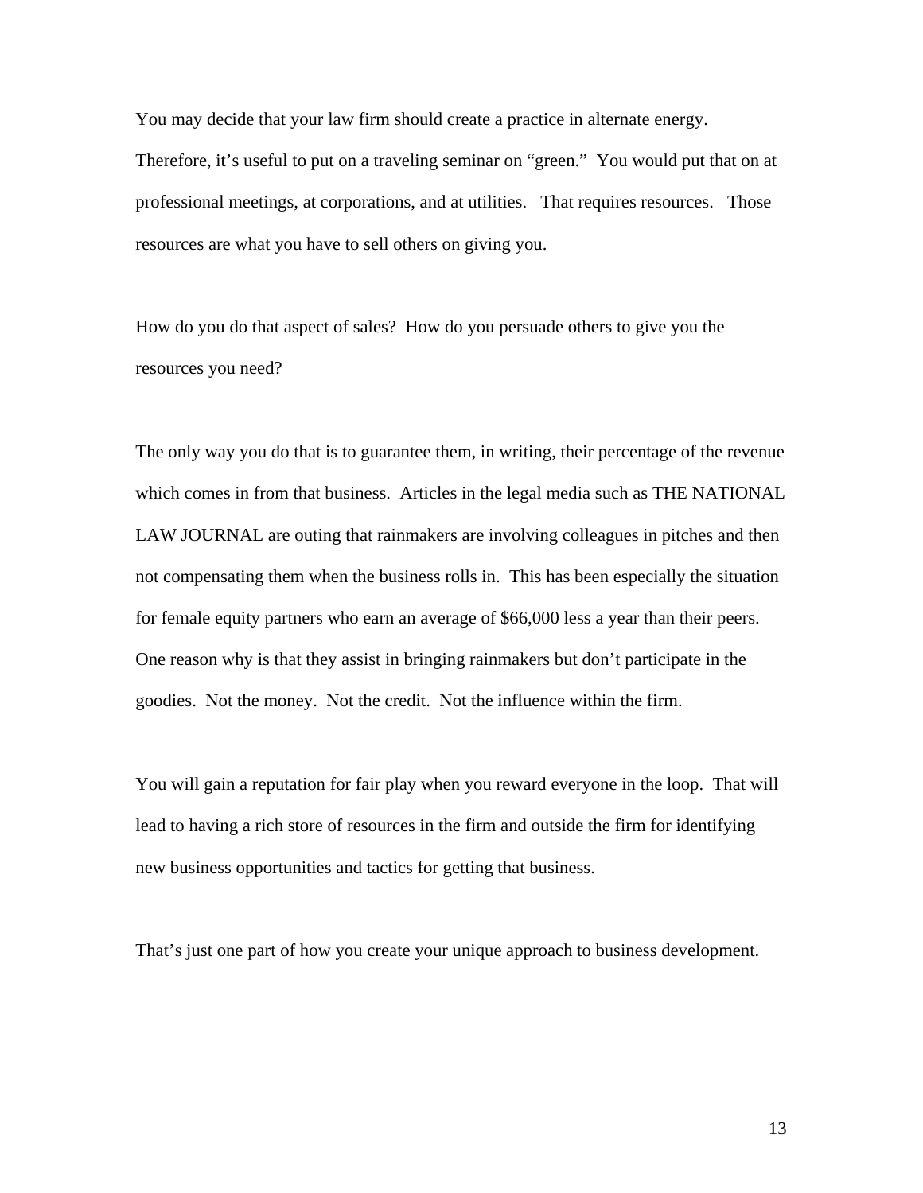You may decide that your law firm should create a practice in alternate energy. Therefore, it's useful to put on a traveling seminar on "green." You would put that on at professional meetings, at corporations, and at utilities. That requires resources. Those resources are what you have to sell others on giving you.

How do you do that aspect of sales? How do you persuade others to give you the resources you need?

The only way you do that is to guarantee them, in writing, their percentage of the revenue which comes in from that business. Articles in the legal media such as THE NATIONAL LAW JOURNAL are outing that rainmakers are involving colleagues in pitches and then not compensating them when the business rolls in. This has been especially the situation for female equity partners who earn an average of $66,000 less a year than their peers. One reason why is that they assist in bringing rainmakers but don't participate in the goodies. Not the money. Not the credit. Not the influence within the firm.

You will gain a reputation for fair play when you reward everyone in the loop. That will lead to having a rich store of resources in the firm and outside the firm for identifying new business opportunities and tactics for getting that business.

That's just one part of how you create your unique approach to business development.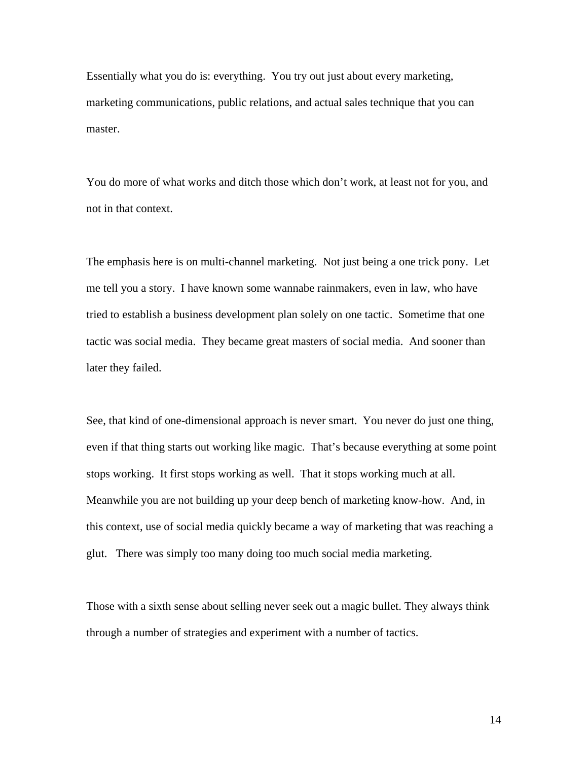Essentially what you do is: everything. You try out just about every marketing, marketing communications, public relations, and actual sales technique that you can master.

You do more of what works and ditch those which don't work, at least not for you, and not in that context.

The emphasis here is on multi-channel marketing. Not just being a one trick pony. Let me tell you a story. I have known some wannabe rainmakers, even in law, who have tried to establish a business development plan solely on one tactic. Sometime that one tactic was social media. They became great masters of social media. And sooner than later they failed.

See, that kind of one-dimensional approach is never smart. You never do just one thing, even if that thing starts out working like magic. That's because everything at some point stops working. It first stops working as well. That it stops working much at all. Meanwhile you are not building up your deep bench of marketing know-how. And, in this context, use of social media quickly became a way of marketing that was reaching a glut. There was simply too many doing too much social media marketing.

Those with a sixth sense about selling never seek out a magic bullet. They always think through a number of strategies and experiment with a number of tactics.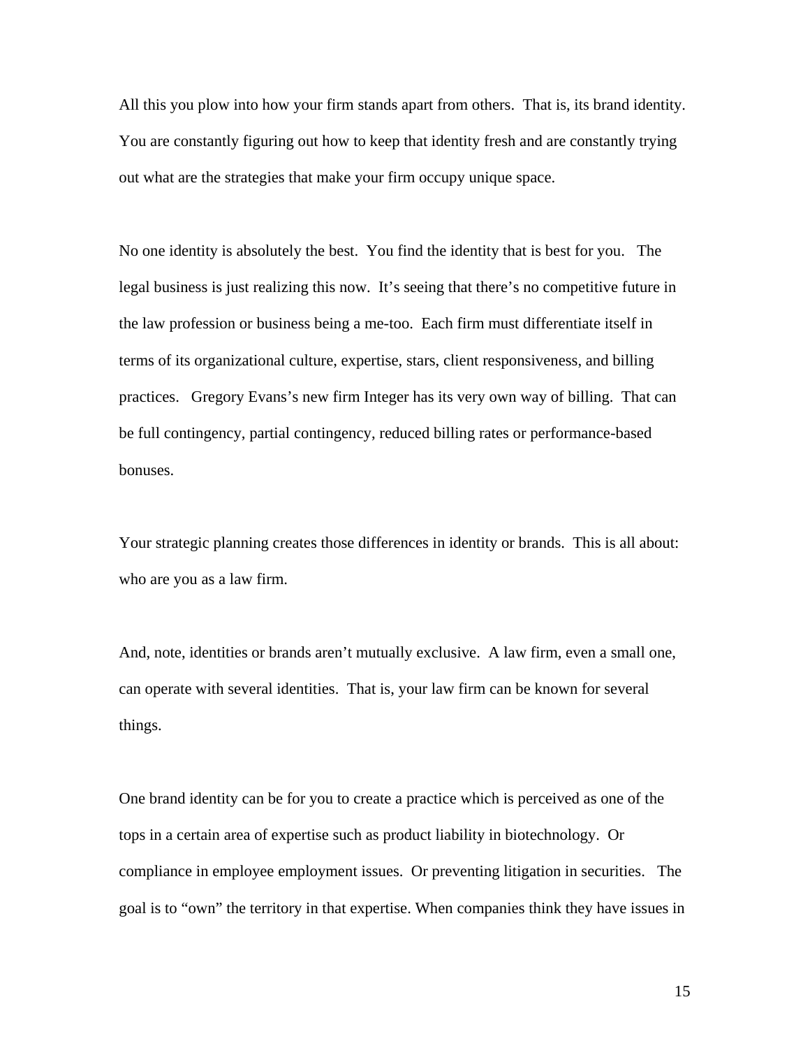All this you plow into how your firm stands apart from others. That is, its brand identity. You are constantly figuring out how to keep that identity fresh and are constantly trying out what are the strategies that make your firm occupy unique space.

No one identity is absolutely the best. You find the identity that is best for you. The legal business is just realizing this now. It's seeing that there's no competitive future in the law profession or business being a me-too. Each firm must differentiate itself in terms of its organizational culture, expertise, stars, client responsiveness, and billing practices. Gregory Evans's new firm Integer has its very own way of billing. That can be full contingency, partial contingency, reduced billing rates or performance-based bonuses.

Your strategic planning creates those differences in identity or brands. This is all about: who are you as a law firm.

And, note, identities or brands aren't mutually exclusive. A law firm, even a small one, can operate with several identities. That is, your law firm can be known for several things.

One brand identity can be for you to create a practice which is perceived as one of the tops in a certain area of expertise such as product liability in biotechnology. Or compliance in employee employment issues. Or preventing litigation in securities. The goal is to "own" the territory in that expertise. When companies think they have issues in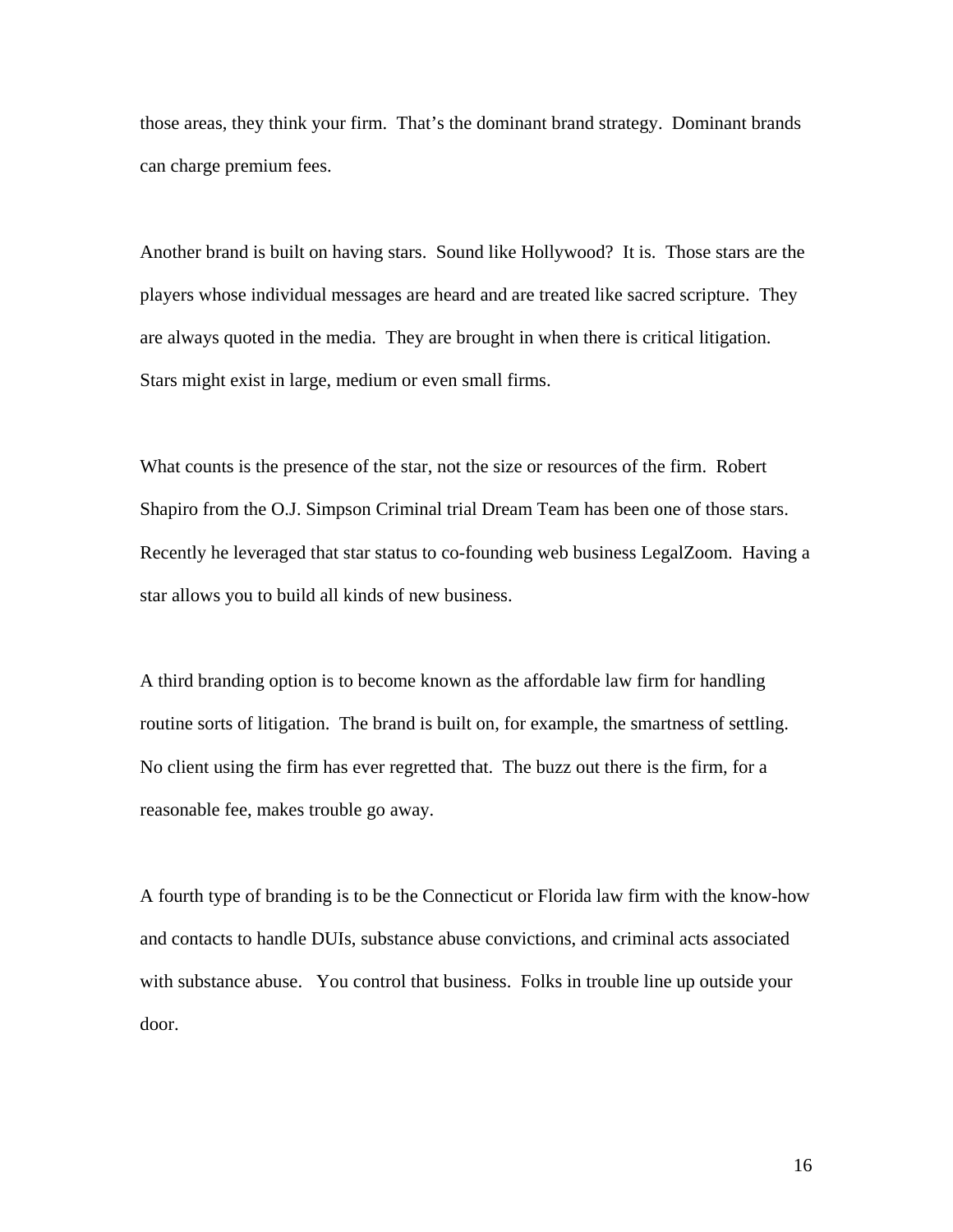those areas, they think your firm. That's the dominant brand strategy. Dominant brands can charge premium fees.

Another brand is built on having stars. Sound like Hollywood? It is. Those stars are the players whose individual messages are heard and are treated like sacred scripture. They are always quoted in the media. They are brought in when there is critical litigation. Stars might exist in large, medium or even small firms.

What counts is the presence of the star, not the size or resources of the firm. Robert Shapiro from the O.J. Simpson Criminal trial Dream Team has been one of those stars. Recently he leveraged that star status to co-founding web business LegalZoom. Having a star allows you to build all kinds of new business.

A third branding option is to become known as the affordable law firm for handling routine sorts of litigation. The brand is built on, for example, the smartness of settling. No client using the firm has ever regretted that. The buzz out there is the firm, for a reasonable fee, makes trouble go away.

A fourth type of branding is to be the Connecticut or Florida law firm with the know-how and contacts to handle DUIs, substance abuse convictions, and criminal acts associated with substance abuse. You control that business. Folks in trouble line up outside your door.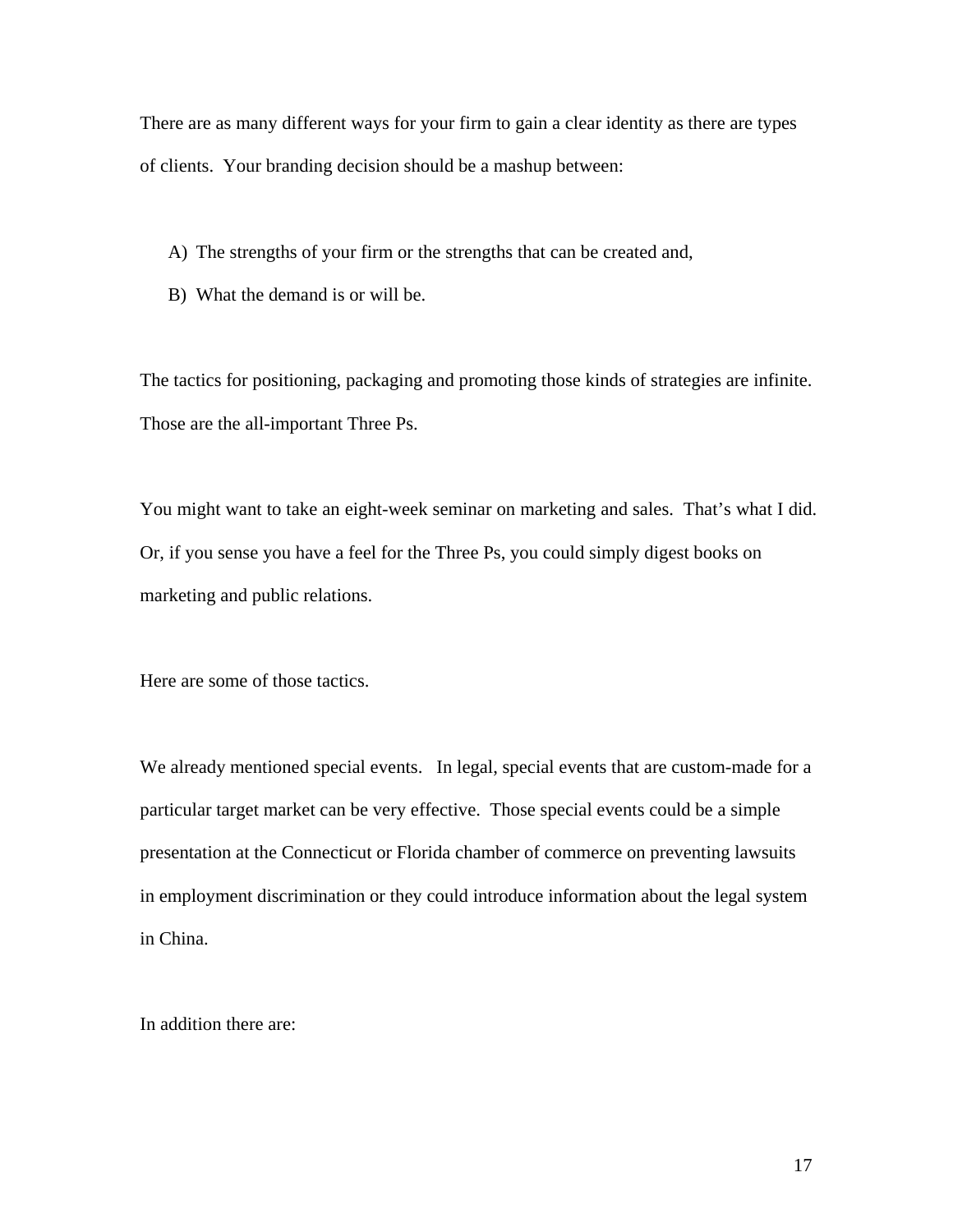There are as many different ways for your firm to gain a clear identity as there are types of clients. Your branding decision should be a mashup between:

A) The strengths of your firm or the strengths that can be created and,

B) What the demand is or will be.

The tactics for positioning, packaging and promoting those kinds of strategies are infinite. Those are the all-important Three Ps.

You might want to take an eight-week seminar on marketing and sales. That's what I did. Or, if you sense you have a feel for the Three Ps, you could simply digest books on marketing and public relations.

Here are some of those tactics.

We already mentioned special events. In legal, special events that are custom-made for a particular target market can be very effective. Those special events could be a simple presentation at the Connecticut or Florida chamber of commerce on preventing lawsuits in employment discrimination or they could introduce information about the legal system in China.

In addition there are: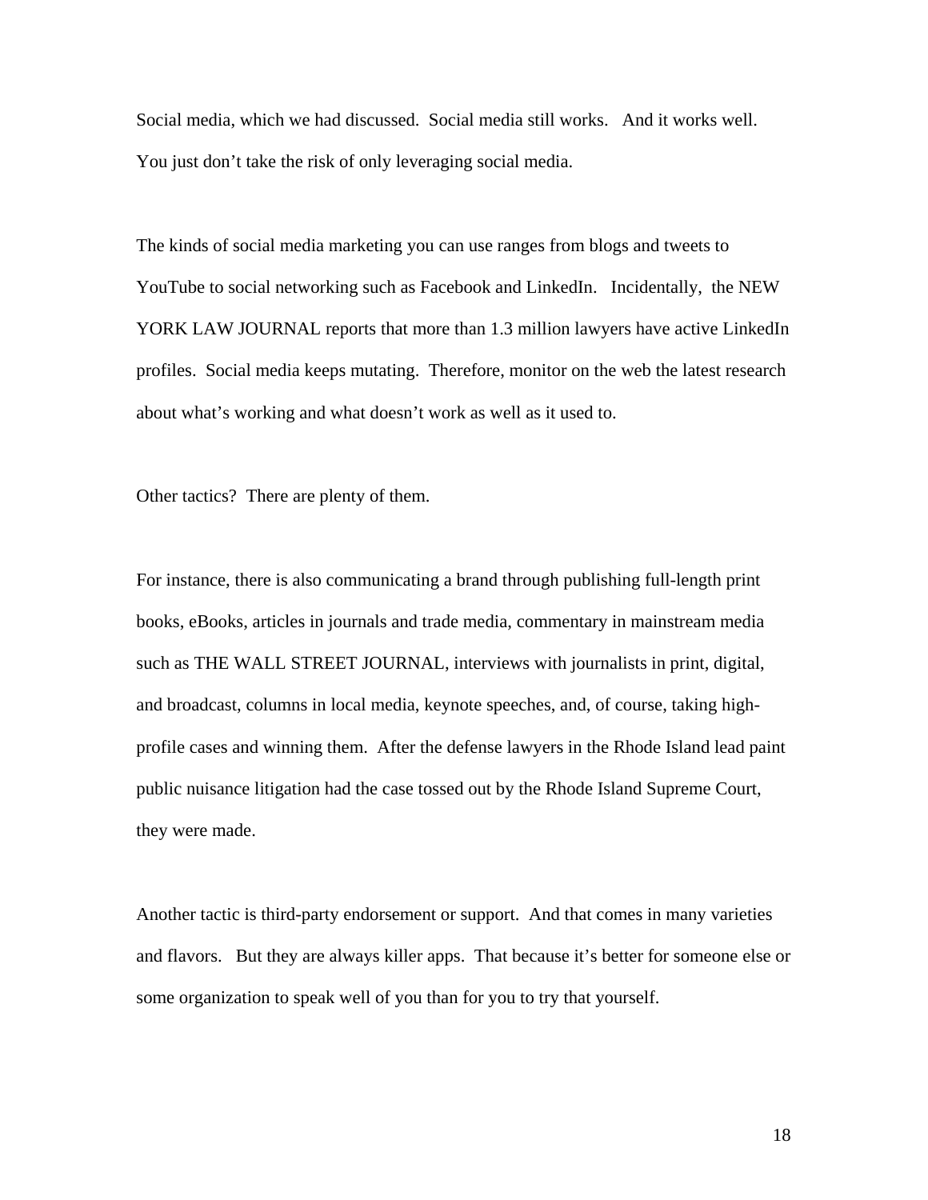Social media, which we had discussed. Social media still works. And it works well. You just don't take the risk of only leveraging social media.

The kinds of social media marketing you can use ranges from blogs and tweets to YouTube to social networking such as Facebook and LinkedIn. Incidentally, the NEW YORK LAW JOURNAL reports that more than 1.3 million lawyers have active LinkedIn profiles. Social media keeps mutating. Therefore, monitor on the web the latest research about what's working and what doesn't work as well as it used to.

Other tactics? There are plenty of them.

For instance, there is also communicating a brand through publishing full-length print books, eBooks, articles in journals and trade media, commentary in mainstream media such as THE WALL STREET JOURNAL, interviews with journalists in print, digital, and broadcast, columns in local media, keynote speeches, and, of course, taking high-profile cases and winning them. After the defense lawyers in the Rhode Island lead paint public nuisance litigation had the case tossed out by the Rhode Island Supreme Court, they were made.

Another tactic is third-party endorsement or support. And that comes in many varieties and flavors. But they are always killer apps. That because it's better for someone else or some organization to speak well of you than for you to try that yourself.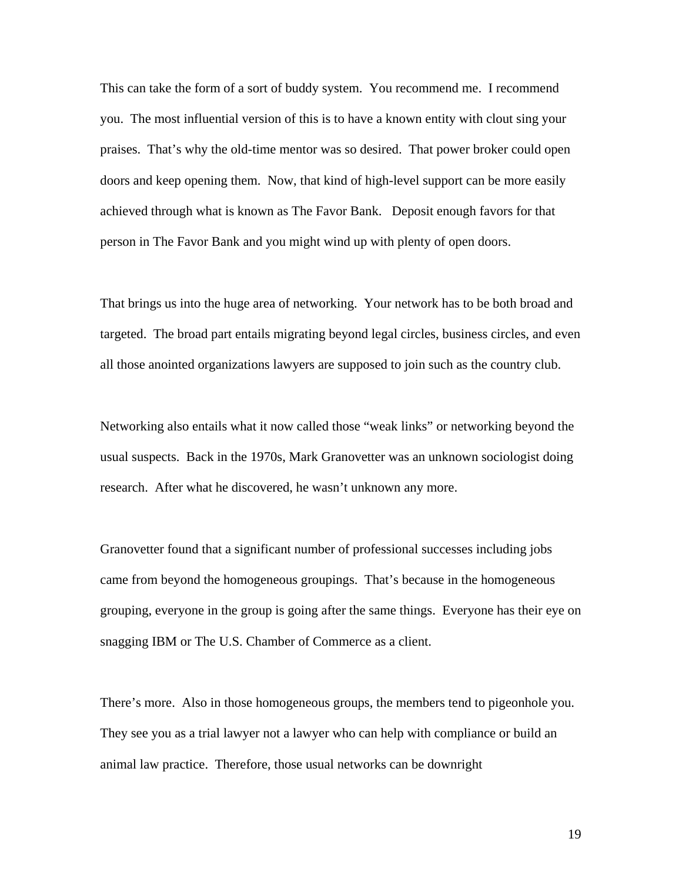This can take the form of a sort of buddy system. You recommend me. I recommend you. The most influential version of this is to have a known entity with clout sing your praises. That's why the old-time mentor was so desired. That power broker could open doors and keep opening them. Now, that kind of high-level support can be more easily achieved through what is known as The Favor Bank. Deposit enough favors for that person in The Favor Bank and you might wind up with plenty of open doors.

That brings us into the huge area of networking. Your network has to be both broad and targeted. The broad part entails migrating beyond legal circles, business circles, and even all those anointed organizations lawyers are supposed to join such as the country club.

Networking also entails what it now called those "weak links" or networking beyond the usual suspects. Back in the 1970s, Mark Granovetter was an unknown sociologist doing research. After what he discovered, he wasn't unknown any more.

Granovetter found that a significant number of professional successes including jobs came from beyond the homogeneous groupings. That's because in the homogeneous grouping, everyone in the group is going after the same things. Everyone has their eye on snagging IBM or The U.S. Chamber of Commerce as a client.

There's more. Also in those homogeneous groups, the members tend to pigeonhole you. They see you as a trial lawyer not a lawyer who can help with compliance or build an animal law practice. Therefore, those usual networks can be downright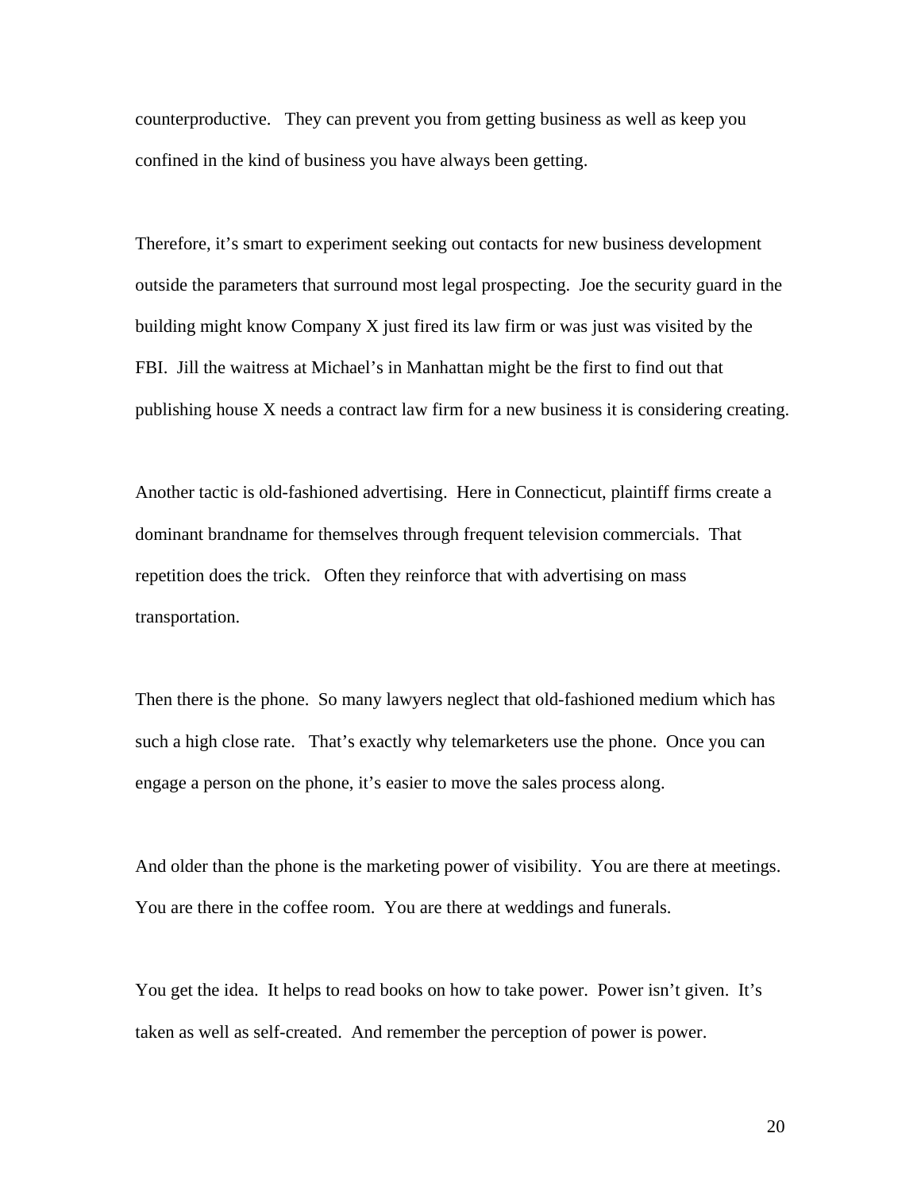counterproductive. They can prevent you from getting business as well as keep you confined in the kind of business you have always been getting.

Therefore, it's smart to experiment seeking out contacts for new business development outside the parameters that surround most legal prospecting. Joe the security guard in the building might know Company X just fired its law firm or was just was visited by the FBI. Jill the waitress at Michael's in Manhattan might be the first to find out that publishing house X needs a contract law firm for a new business it is considering creating.

Another tactic is old-fashioned advertising. Here in Connecticut, plaintiff firms create a dominant brandname for themselves through frequent television commercials. That repetition does the trick. Often they reinforce that with advertising on mass transportation.

Then there is the phone. So many lawyers neglect that old-fashioned medium which has such a high close rate. That's exactly why telemarketers use the phone. Once you can engage a person on the phone, it's easier to move the sales process along.

And older than the phone is the marketing power of visibility. You are there at meetings. You are there in the coffee room. You are there at weddings and funerals.

You get the idea. It helps to read books on how to take power. Power isn't given. It's taken as well as self-created. And remember the perception of power is power.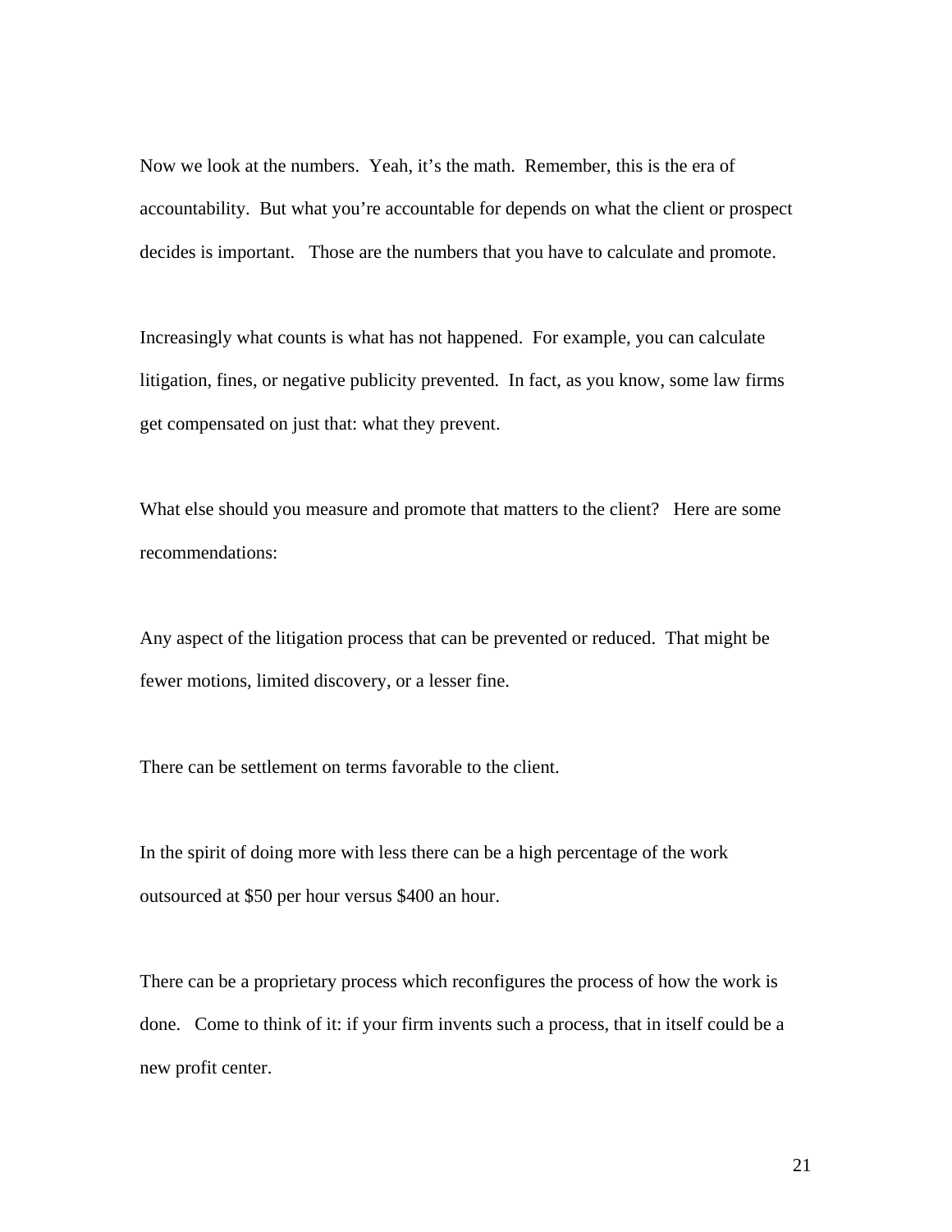Now we look at the numbers. Yeah, it's the math. Remember, this is the era of accountability. But what you're accountable for depends on what the client or prospect decides is important. Those are the numbers that you have to calculate and promote.

Increasingly what counts is what has not happened. For example, you can calculate litigation, fines, or negative publicity prevented. In fact, as you know, some law firms get compensated on just that: what they prevent.

What else should you measure and promote that matters to the client? Here are some recommendations:

Any aspect of the litigation process that can be prevented or reduced. That might be fewer motions, limited discovery, or a lesser fine.

There can be settlement on terms favorable to the client.

In the spirit of doing more with less there can be a high percentage of the work outsourced at $50 per hour versus $400 an hour.

There can be a proprietary process which reconfigures the process of how the work is done. Come to think of it: if your firm invents such a process, that in itself could be a new profit center.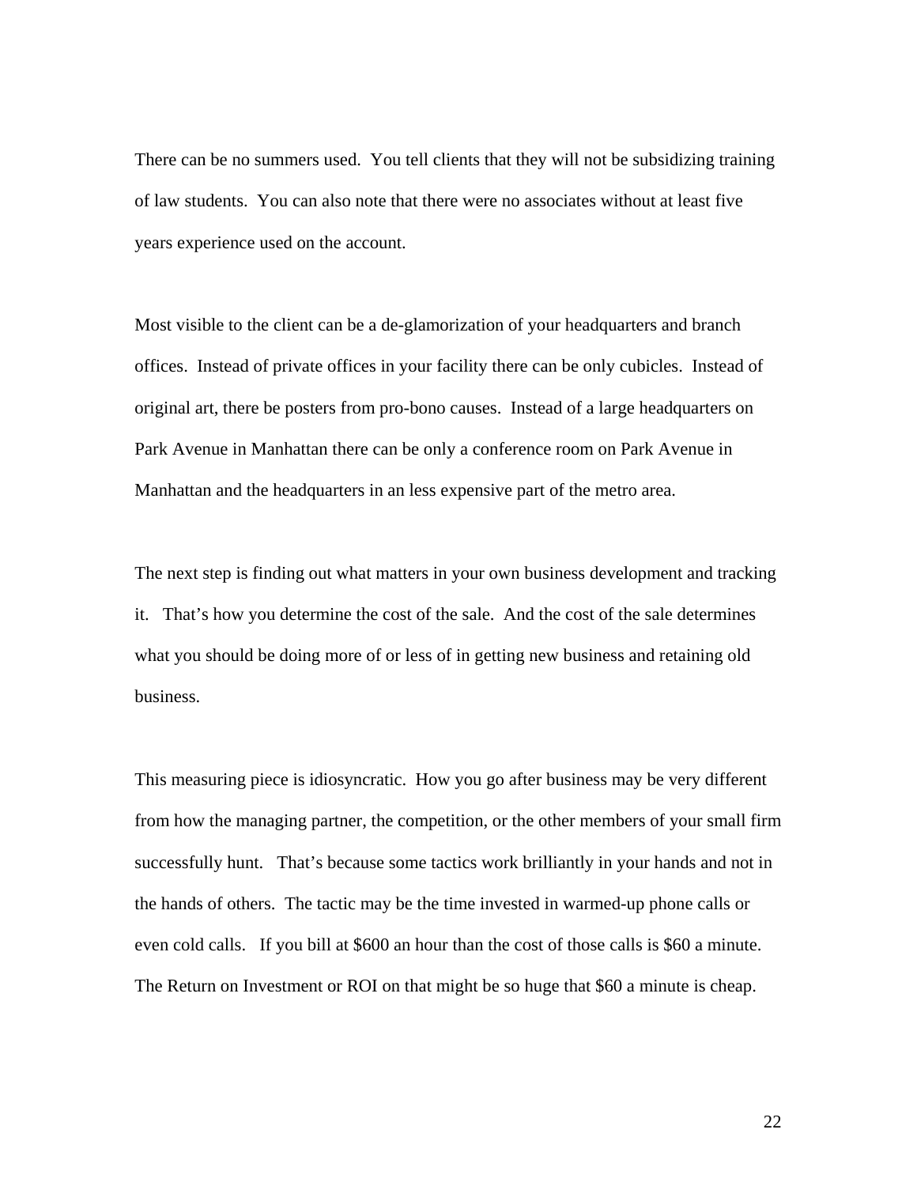There can be no summers used. You tell clients that they will not be subsidizing training of law students. You can also note that there were no associates without at least five years experience used on the account.

Most visible to the client can be a de-glamorization of your headquarters and branch offices. Instead of private offices in your facility there can be only cubicles. Instead of original art, there be posters from pro-bono causes. Instead of a large headquarters on Park Avenue in Manhattan there can be only a conference room on Park Avenue in Manhattan and the headquarters in an less expensive part of the metro area.

The next step is finding out what matters in your own business development and tracking it. That's how you determine the cost of the sale. And the cost of the sale determines what you should be doing more of or less of in getting new business and retaining old business.

This measuring piece is idiosyncratic. How you go after business may be very different from how the managing partner, the competition, or the other members of your small firm successfully hunt. That's because some tactics work brilliantly in your hands and not in the hands of others. The tactic may be the time invested in warmed-up phone calls or even cold calls. If you bill at $600 an hour than the cost of those calls is $60 a minute. The Return on Investment or ROI on that might be so huge that $60 a minute is cheap.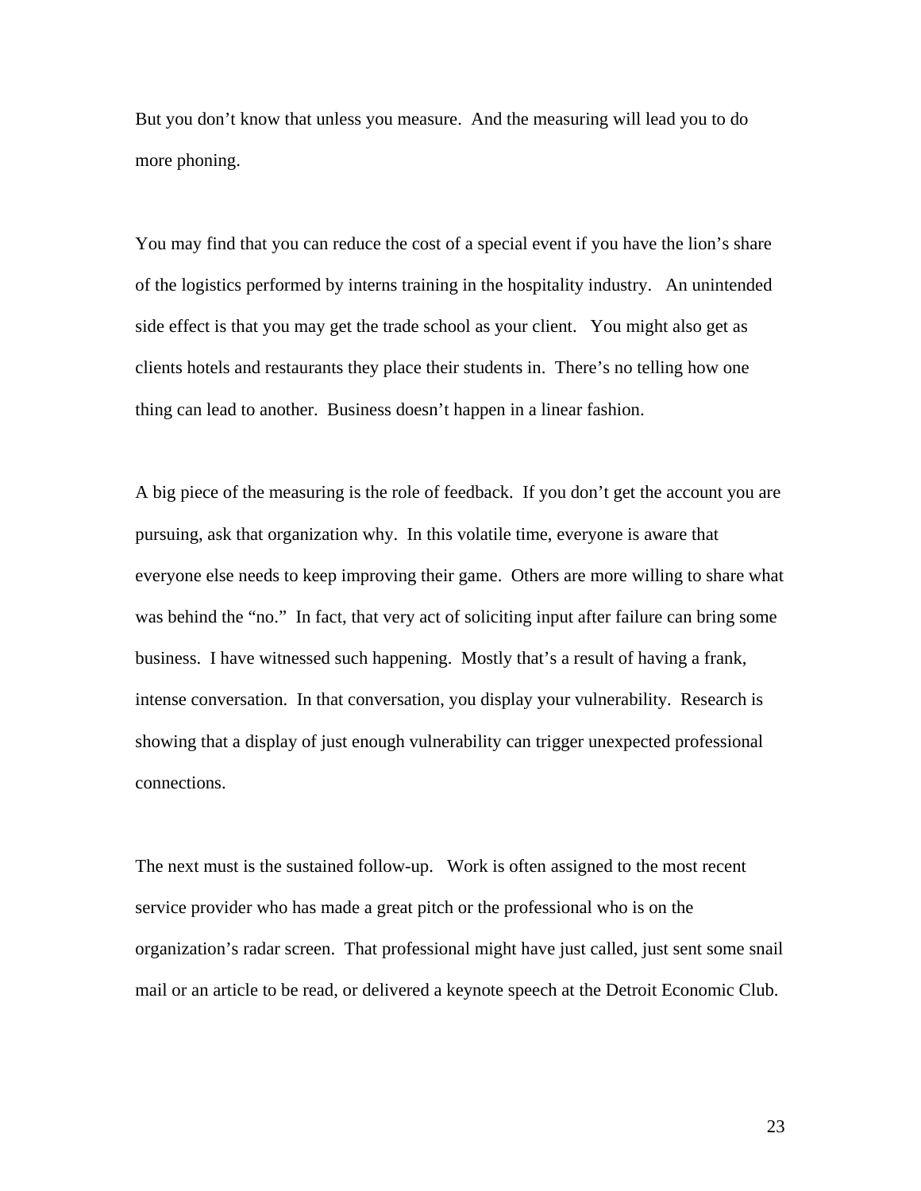But you don't know that unless you measure.  And the measuring will lead you to do more phoning.

You may find that you can reduce the cost of a special event if you have the lion's share of the logistics performed by interns training in the hospitality industry.   An unintended side effect is that you may get the trade school as your client.   You might also get as clients hotels and restaurants they place their students in.  There's no telling how one thing can lead to another.  Business doesn't happen in a linear fashion.

A big piece of the measuring is the role of feedback.  If you don't get the account you are pursuing, ask that organization why.  In this volatile time, everyone is aware that everyone else needs to keep improving their game.  Others are more willing to share what was behind the "no."  In fact, that very act of soliciting input after failure can bring some business.  I have witnessed such happening.  Mostly that's a result of having a frank, intense conversation.  In that conversation, you display your vulnerability.  Research is showing that a display of just enough vulnerability can trigger unexpected professional connections.

The next must is the sustained follow-up.   Work is often assigned to the most recent service provider who has made a great pitch or the professional who is on the organization's radar screen.  That professional might have just called, just sent some snail mail or an article to be read, or delivered a keynote speech at the Detroit Economic Club.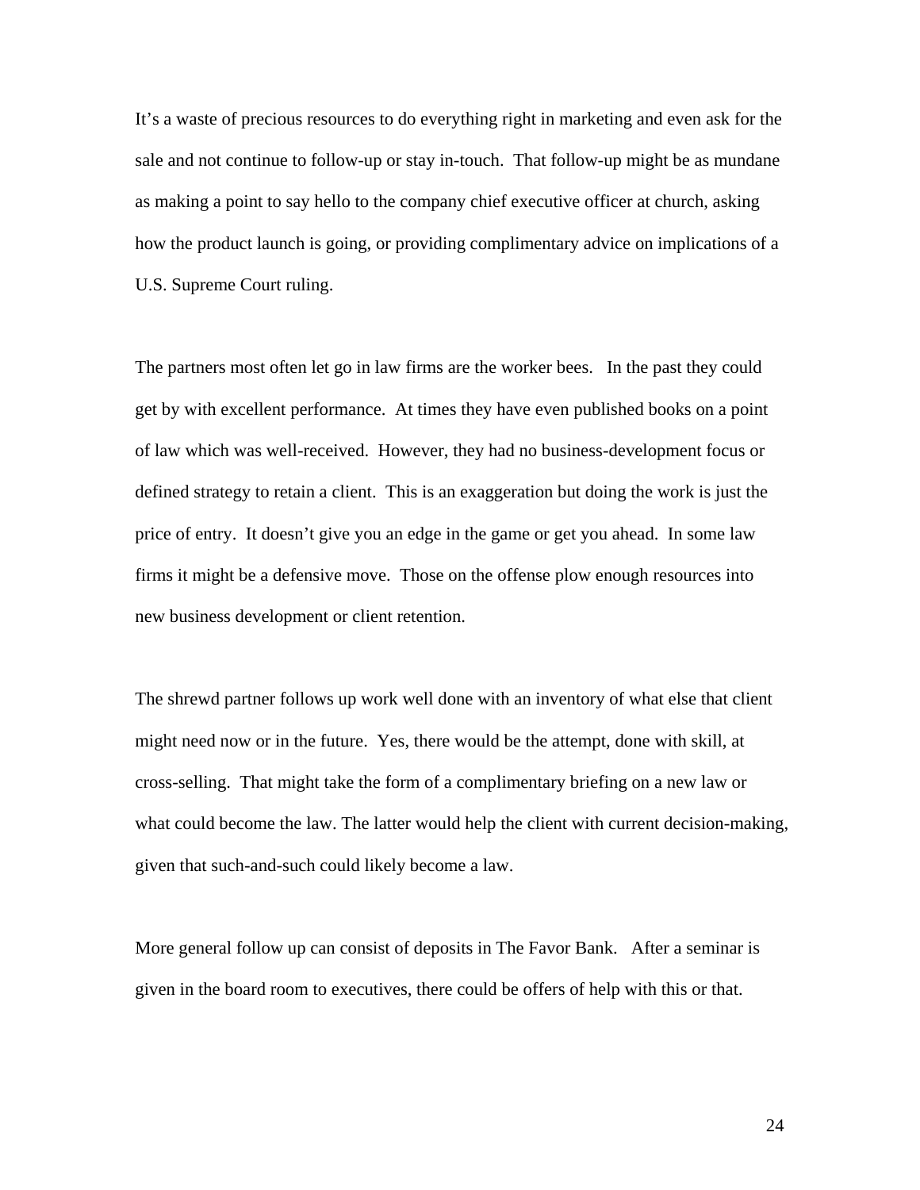It's a waste of precious resources to do everything right in marketing and even ask for the sale and not continue to follow-up or stay in-touch. That follow-up might be as mundane as making a point to say hello to the company chief executive officer at church, asking how the product launch is going, or providing complimentary advice on implications of a U.S. Supreme Court ruling.

The partners most often let go in law firms are the worker bees. In the past they could get by with excellent performance. At times they have even published books on a point of law which was well-received. However, they had no business-development focus or defined strategy to retain a client. This is an exaggeration but doing the work is just the price of entry. It doesn't give you an edge in the game or get you ahead. In some law firms it might be a defensive move. Those on the offense plow enough resources into new business development or client retention.

The shrewd partner follows up work well done with an inventory of what else that client might need now or in the future. Yes, there would be the attempt, done with skill, at cross-selling. That might take the form of a complimentary briefing on a new law or what could become the law. The latter would help the client with current decision-making, given that such-and-such could likely become a law.

More general follow up can consist of deposits in The Favor Bank. After a seminar is given in the board room to executives, there could be offers of help with this or that.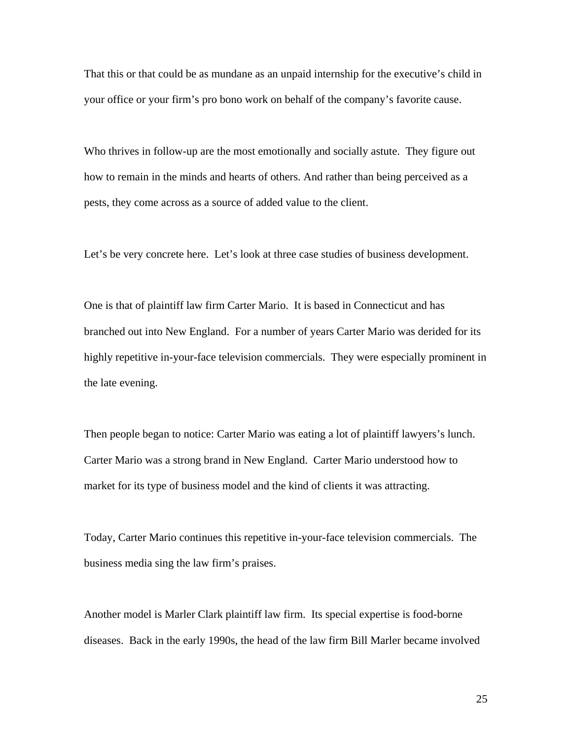That this or that could be as mundane as an unpaid internship for the executive's child in your office or your firm's pro bono work on behalf of the company's favorite cause.

Who thrives in follow-up are the most emotionally and socially astute. They figure out how to remain in the minds and hearts of others. And rather than being perceived as a pests, they come across as a source of added value to the client.

Let's be very concrete here. Let's look at three case studies of business development.

One is that of plaintiff law firm Carter Mario. It is based in Connecticut and has branched out into New England. For a number of years Carter Mario was derided for its highly repetitive in-your-face television commercials. They were especially prominent in the late evening.

Then people began to notice: Carter Mario was eating a lot of plaintiff lawyers's lunch. Carter Mario was a strong brand in New England. Carter Mario understood how to market for its type of business model and the kind of clients it was attracting.

Today, Carter Mario continues this repetitive in-your-face television commercials. The business media sing the law firm's praises.

Another model is Marler Clark plaintiff law firm. Its special expertise is food-borne diseases. Back in the early 1990s, the head of the law firm Bill Marler became involved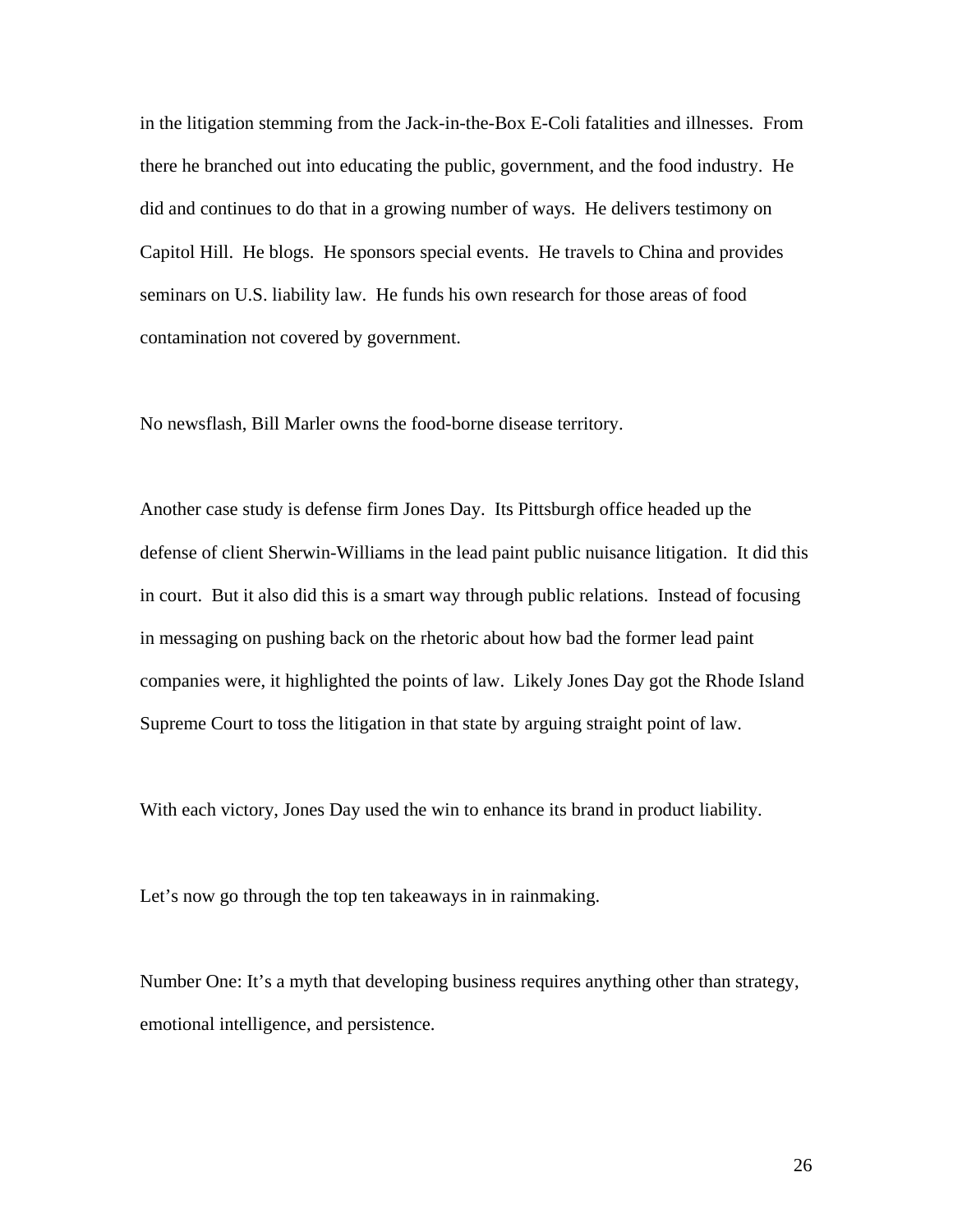in the litigation stemming from the Jack-in-the-Box E-Coli fatalities and illnesses. From there he branched out into educating the public, government, and the food industry. He did and continues to do that in a growing number of ways. He delivers testimony on Capitol Hill. He blogs. He sponsors special events. He travels to China and provides seminars on U.S. liability law. He funds his own research for those areas of food contamination not covered by government.

No newsflash, Bill Marler owns the food-borne disease territory.

Another case study is defense firm Jones Day. Its Pittsburgh office headed up the defense of client Sherwin-Williams in the lead paint public nuisance litigation. It did this in court. But it also did this is a smart way through public relations. Instead of focusing in messaging on pushing back on the rhetoric about how bad the former lead paint companies were, it highlighted the points of law. Likely Jones Day got the Rhode Island Supreme Court to toss the litigation in that state by arguing straight point of law.

With each victory, Jones Day used the win to enhance its brand in product liability.

Let's now go through the top ten takeaways in in rainmaking.

Number One: It's a myth that developing business requires anything other than strategy, emotional intelligence, and persistence.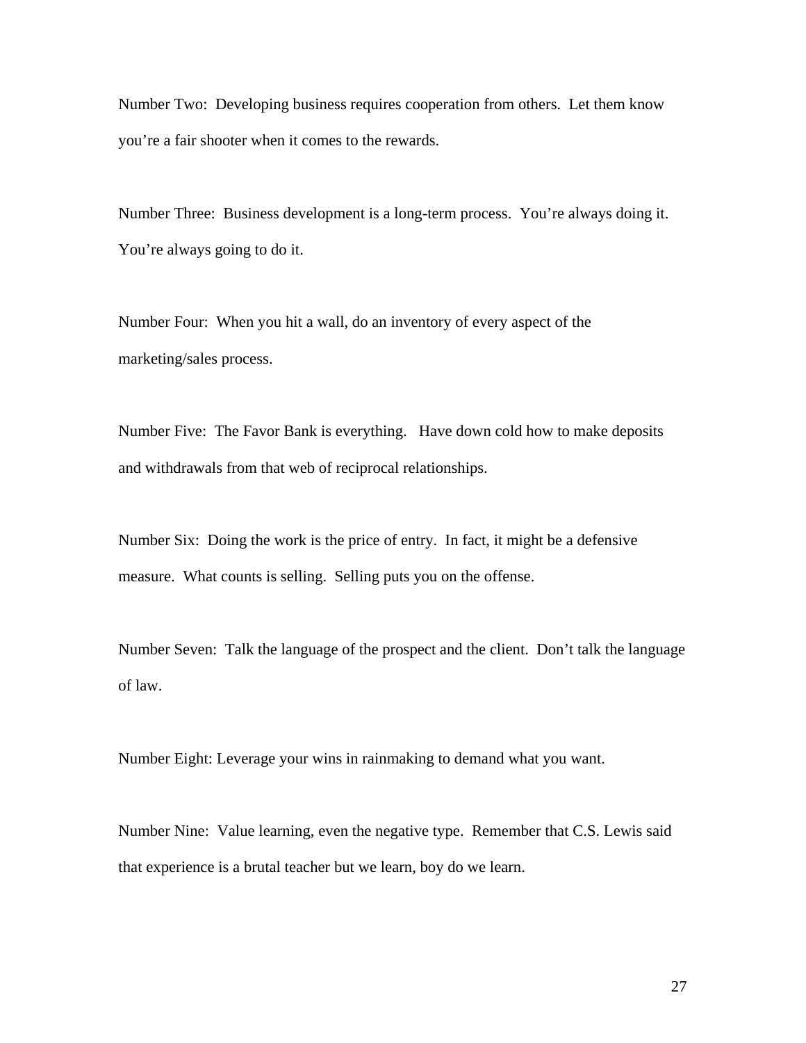Number Two: Developing business requires cooperation from others. Let them know you're a fair shooter when it comes to the rewards.

Number Three: Business development is a long-term process. You're always doing it. You're always going to do it.

Number Four: When you hit a wall, do an inventory of every aspect of the marketing/sales process.

Number Five: The Favor Bank is everything. Have down cold how to make deposits and withdrawals from that web of reciprocal relationships.

Number Six: Doing the work is the price of entry. In fact, it might be a defensive measure. What counts is selling. Selling puts you on the offense.

Number Seven: Talk the language of the prospect and the client. Don't talk the language of law.

Number Eight: Leverage your wins in rainmaking to demand what you want.

Number Nine: Value learning, even the negative type. Remember that C.S. Lewis said that experience is a brutal teacher but we learn, boy do we learn.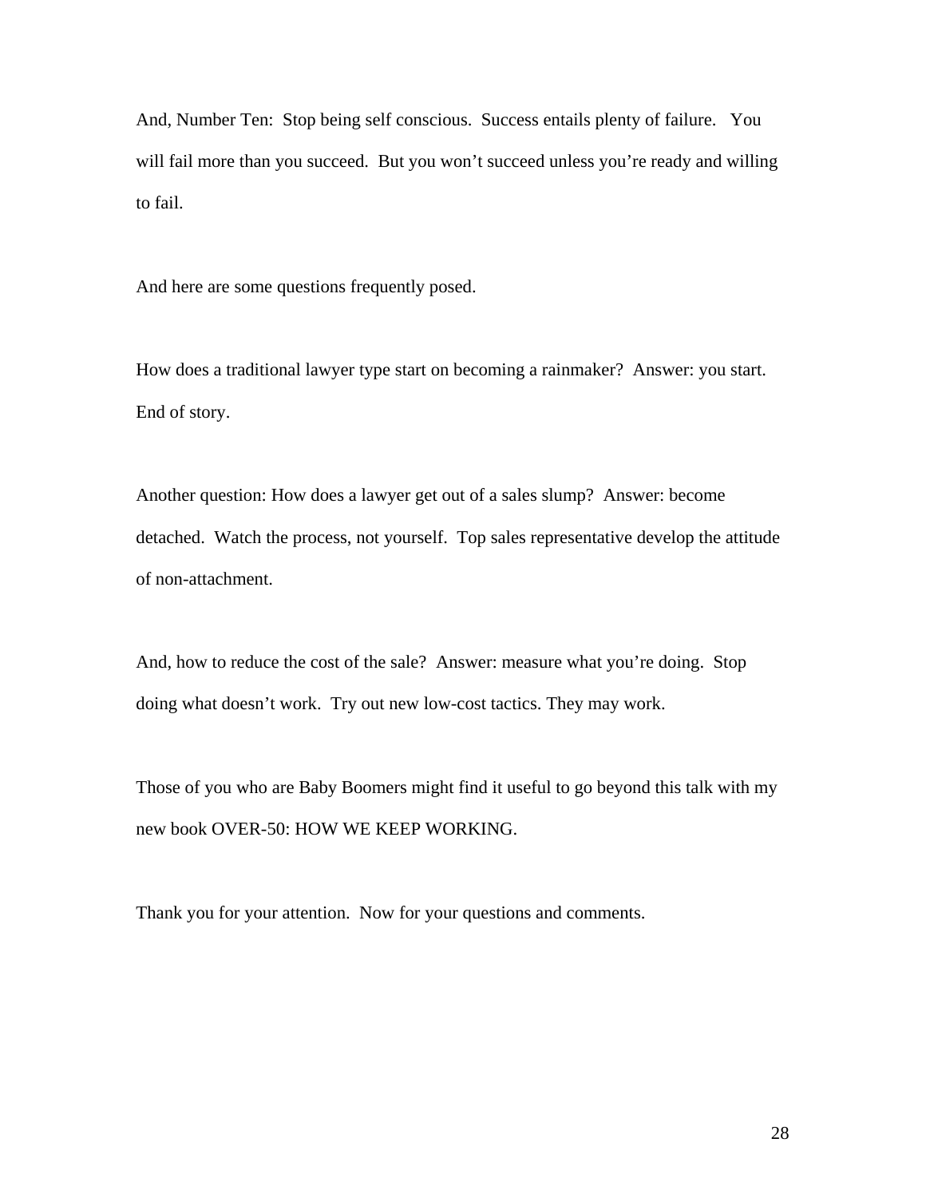And, Number Ten: Stop being self conscious. Success entails plenty of failure. You will fail more than you succeed. But you won't succeed unless you're ready and willing to fail.

And here are some questions frequently posed.

How does a traditional lawyer type start on becoming a rainmaker? Answer: you start. End of story.

Another question: How does a lawyer get out of a sales slump? Answer: become detached. Watch the process, not yourself. Top sales representative develop the attitude of non-attachment.

And, how to reduce the cost of the sale? Answer: measure what you're doing. Stop doing what doesn't work. Try out new low-cost tactics. They may work.

Those of you who are Baby Boomers might find it useful to go beyond this talk with my new book OVER-50: HOW WE KEEP WORKING.

Thank you for your attention. Now for your questions and comments.